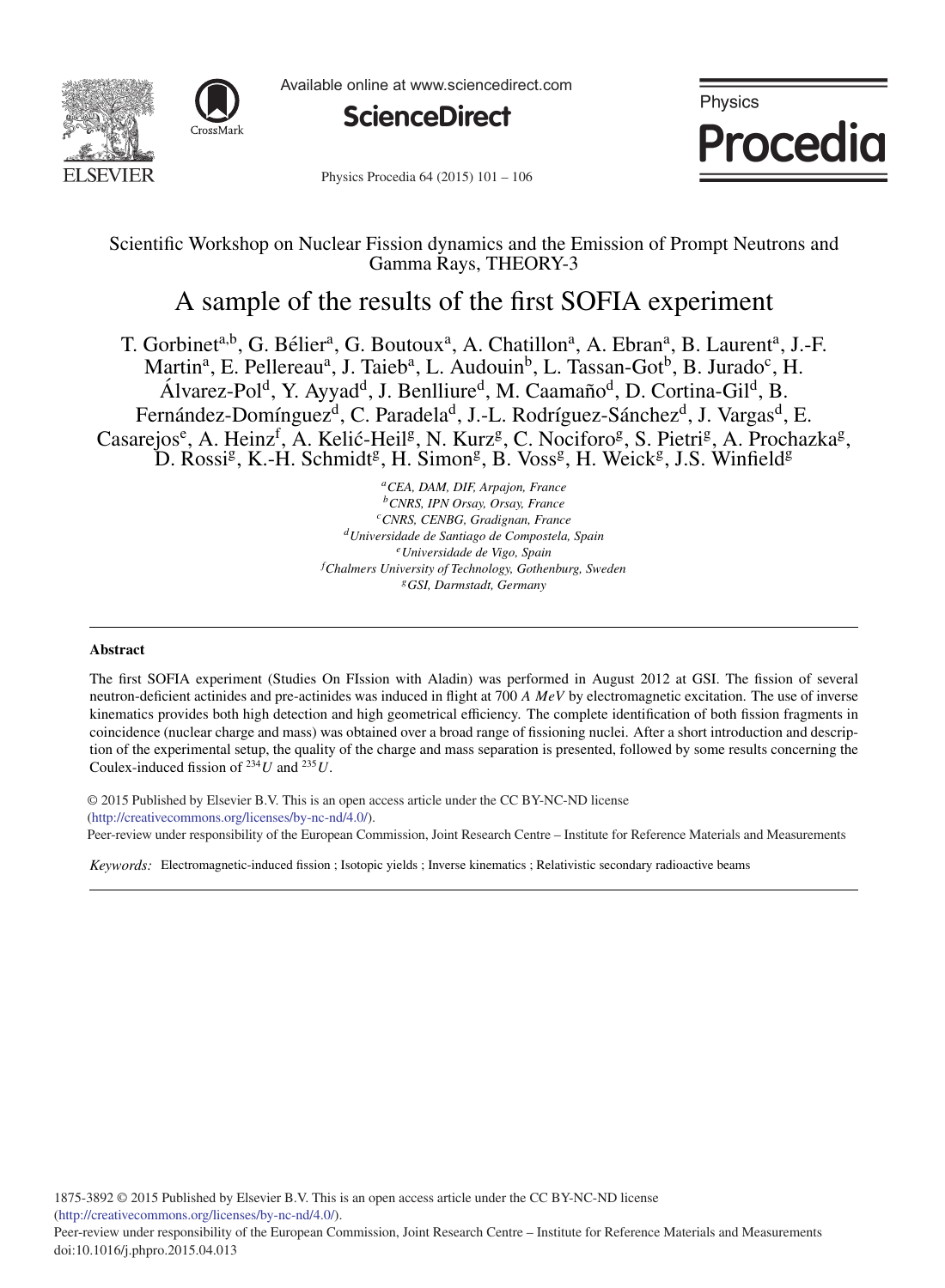Scientific Workshop on Nuclear Fission dynamics and the Emission of Prompt Neutrons and Gamma Rays, THEORY-3

# A sample of the results of the first SOFIA experiment

T. Gorbinet[a,b], G. Bélier[a], G. Boutoux[a], A. Chatillon[a], A. Ebran[a], B. Laurent[a], J.-F. Martin[a], E. Pellereau[a], J. Taieb[a], L. Audouin[b], L. Tassan-Got[b], B. Jurado[c], H. Álvarez-Pol[d], Y. Ayyad[d], J. Benlliure[d], M. Caamaño[d], D. Cortina-Gil[d], B. Fernández-Domínguez[d], C. Paradela[d], J.-L. Rodríguez-Sánchez[d], J. Vargas[d], E. Casarejos[e], A. Heinz[f], A. Kelić-Heil[g], N. Kurz[g], C. Nociforo[g], S. Pietri[g], A. Prochazka[g], D. Rossi[g], K.-H. Schmidt[g], H. Simon[g], B. Voss[g], H. Weick[g], J.S. Winfield[g]

[a] *CEA, DAM, DIF, Arpajon, France*
[b] *CNRS, IPN Orsay, Orsay, France*
[c] *CNRS, CENBG, Gradignan, France*
[d] *Universidade de Santiago de Compostela, Spain*
[e] *Universidade de Vigo, Spain*
[f] *Chalmers University of Technology, Gothenburg, Sweden*
[g] *GSI, Darmstadt, Germany*

## Abstract

The first SOFIA experiment (Studies On FIssion with Aladin) was performed in August 2012 at GSI. The fission of several neutron-deficient actinides and pre-actinides was induced in flight at 700 *A MeV* by electromagnetic excitation. The use of inverse kinematics provides both high detection and high geometrical efficiency. The complete identification of both fission fragments in coincidence (nuclear charge and mass) was obtained over a broad range of fissioning nuclei. After a short introduction and description of the experimental setup, the quality of the charge and mass separation is presented, followed by some results concerning the Coulex-induced fission of $^{234}U$ and $^{235}U$.

© 2015 Published by Elsevier B.V. This is an open access article under the CC BY-NC-ND license (http://creativecommons.org/licenses/by-nc-nd/4.0/).
Peer-review under responsibility of the European Commission, Joint Research Centre – Institute for Reference Materials and Measurements

*Keywords:* Electromagnetic-induced fission ; Isotopic yields ; Inverse kinematics ; Relativistic secondary radioactive beams

1875-3892 © 2015 Published by Elsevier B.V. This is an open access article under the CC BY-NC-ND license (http://creativecommons.org/licenses/by-nc-nd/4.0/).
Peer-review under responsibility of the European Commission, Joint Research Centre – Institute for Reference Materials and Measurements
doi:10.1016/j.phpro.2015.04.013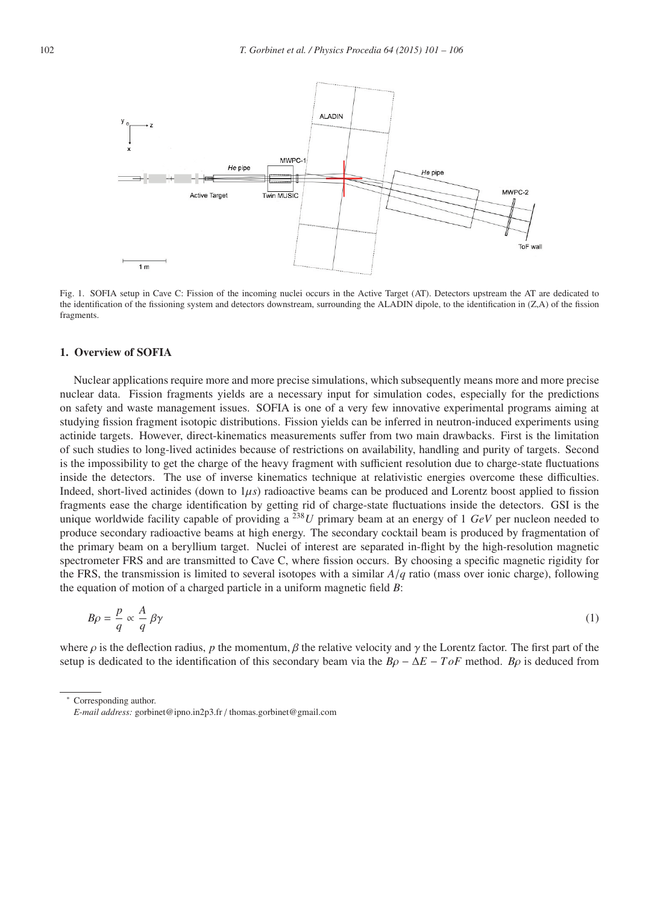y z
x
ALADIN
MWPC-1
He pipe
He pipe
Active Target
Twin MUSIC
MWPC-2
ToF wall
1 m

Fig. 1. SOFIA setup in Cave C: Fission of the incoming nuclei occurs in the Active Target (AT). Detectors upstream the AT are dedicated to the identification of the fissioning system and detectors downstream, surrounding the ALADIN dipole, to the identification in (Z,A) of the fission fragments.

## 1. Overview of SOFIA

Nuclear applications require more and more precise simulations, which subsequently means more and more precise nuclear data. Fission fragments yields are a necessary input for simulation codes, especially for the predictions on safety and waste management issues. SOFIA is one of a very few innovative experimental programs aiming at studying fission fragment isotopic distributions. Fission yields can be inferred in neutron-induced experiments using actinide targets. However, direct-kinematics measurements suffer from two main drawbacks. First is the limitation of such studies to long-lived actinides because of restrictions on availability, handling and purity of targets. Second is the impossibility to get the charge of the heavy fragment with sufficient resolution due to charge-state fluctuations inside the detectors. The use of inverse kinematics technique at relativistic energies overcome these difficulties. Indeed, short-lived actinides (down to $1\mu s$) radioactive beams can be produced and Lorentz boost applied to fission fragments ease the charge identification by getting rid of charge-state fluctuations inside the detectors. GSI is the unique worldwide facility capable of providing a $^{238}U$ primary beam at an energy of 1 $GeV$ per nucleon needed to produce secondary radioactive beams at high energy. The secondary cocktail beam is produced by fragmentation of the primary beam on a beryllium target. Nuclei of interest are separated in-flight by the high-resolution magnetic spectrometer FRS and are transmitted to Cave C, where fission occurs. By choosing a specific magnetic rigidity for the FRS, the transmission is limited to several isotopes with a similar $A/q$ ratio (mass over ionic charge), following the equation of motion of a charged particle in a uniform magnetic field $B$:

$$B\rho = \frac{p}{q} \propto \frac{A}{q}\,\beta\gamma \tag{1}$$

where $\rho$ is the deflection radius, $p$ the momentum, $\beta$ the relative velocity and $\gamma$ the Lorentz factor. The first part of the setup is dedicated to the identification of this secondary beam via the $B\rho - \Delta E - ToF$ method. $B\rho$ is deduced from

* Corresponding author.
*E-mail address:* gorbinet@ipno.in2p3.fr / thomas.gorbinet@gmail.com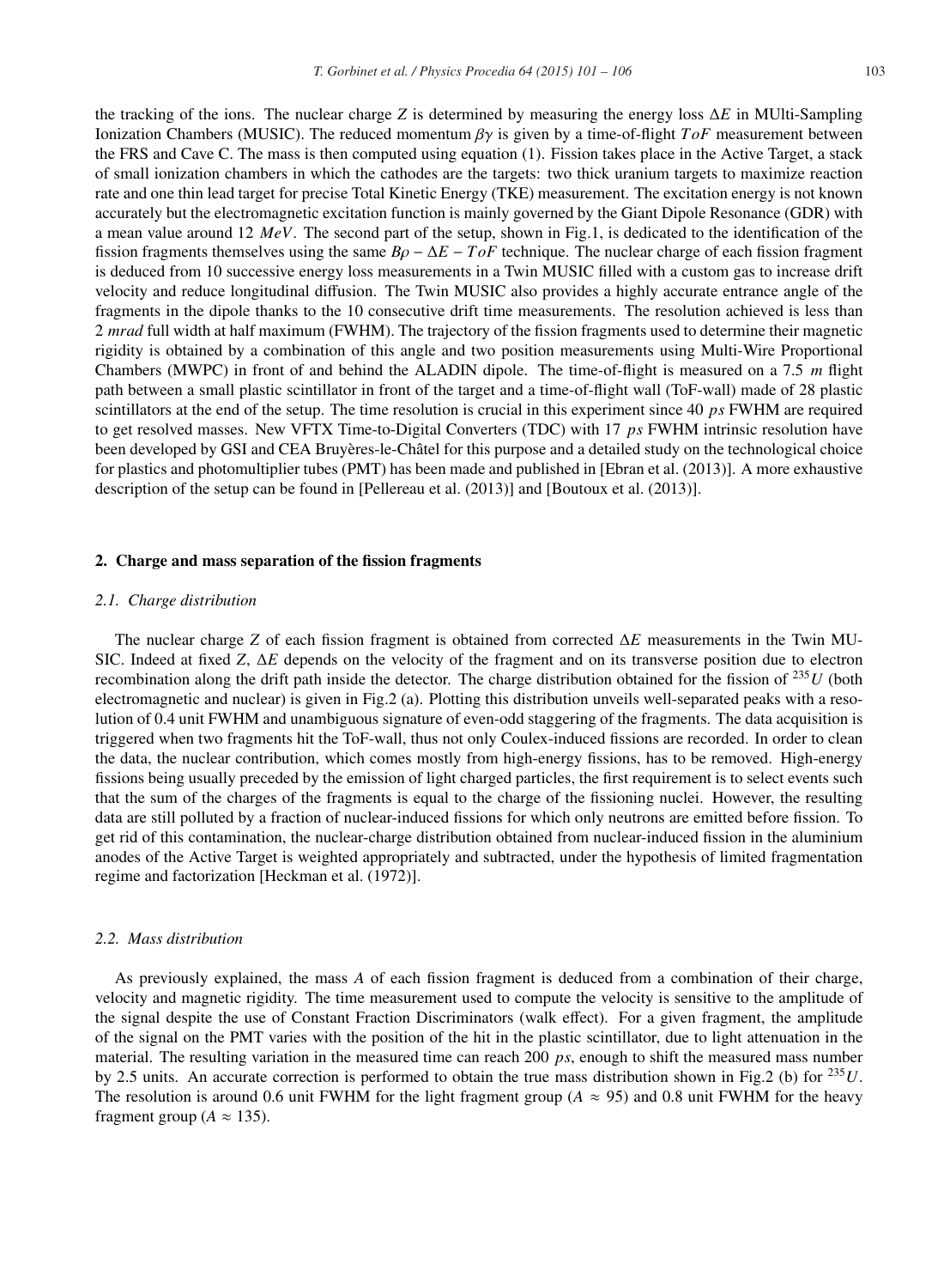the tracking of the ions. The nuclear charge $Z$ is determined by measuring the energy loss $\Delta E$ in MUlti-Sampling Ionization Chambers (MUSIC). The reduced momentum $\beta\gamma$ is given by a time-of-flight $ToF$ measurement between the FRS and Cave C. The mass is then computed using equation (1). Fission takes place in the Active Target, a stack of small ionization chambers in which the cathodes are the targets: two thick uranium targets to maximize reaction rate and one thin lead target for precise Total Kinetic Energy (TKE) measurement. The excitation energy is not known accurately but the electromagnetic excitation function is mainly governed by the Giant Dipole Resonance (GDR) with a mean value around 12 $MeV$. The second part of the setup, shown in Fig.1, is dedicated to the identification of the fission fragments themselves using the same $B\rho - \Delta E - ToF$ technique. The nuclear charge of each fission fragment is deduced from 10 successive energy loss measurements in a Twin MUSIC filled with a custom gas to increase drift velocity and reduce longitudinal diffusion. The Twin MUSIC also provides a highly accurate entrance angle of the fragments in the dipole thanks to the 10 consecutive drift time measurements. The resolution achieved is less than 2 $mrad$ full width at half maximum (FWHM). The trajectory of the fission fragments used to determine their magnetic rigidity is obtained by a combination of this angle and two position measurements using Multi-Wire Proportional Chambers (MWPC) in front of and behind the ALADIN dipole. The time-of-flight is measured on a 7.5 $m$ flight path between a small plastic scintillator in front of the target and a time-of-flight wall (ToF-wall) made of 28 plastic scintillators at the end of the setup. The time resolution is crucial in this experiment since 40 $ps$ FWHM are required to get resolved masses. New VFTX Time-to-Digital Converters (TDC) with 17 $ps$ FWHM intrinsic resolution have been developed by GSI and CEA Bruyères-le-Châtel for this purpose and a detailed study on the technological choice for plastics and photomultiplier tubes (PMT) has been made and published in [Ebran et al. (2013)]. A more exhaustive description of the setup can be found in [Pellereau et al. (2013)] and [Boutoux et al. (2013)].

## 2. Charge and mass separation of the fission fragments

### 2.1. Charge distribution

The nuclear charge $Z$ of each fission fragment is obtained from corrected $\Delta E$ measurements in the Twin MUSIC. Indeed at fixed $Z$, $\Delta E$ depends on the velocity of the fragment and on its transverse position due to electron recombination along the drift path inside the detector. The charge distribution obtained for the fission of $^{235}U$ (both electromagnetic and nuclear) is given in Fig.2 (a). Plotting this distribution unveils well-separated peaks with a resolution of 0.4 unit FWHM and unambiguous signature of even-odd staggering of the fragments. The data acquisition is triggered when two fragments hit the ToF-wall, thus not only Coulex-induced fissions are recorded. In order to clean the data, the nuclear contribution, which comes mostly from high-energy fissions, has to be removed. High-energy fissions being usually preceded by the emission of light charged particles, the first requirement is to select events such that the sum of the charges of the fragments is equal to the charge of the fissioning nuclei. However, the resulting data are still polluted by a fraction of nuclear-induced fissions for which only neutrons are emitted before fission. To get rid of this contamination, the nuclear-charge distribution obtained from nuclear-induced fission in the aluminium anodes of the Active Target is weighted appropriately and subtracted, under the hypothesis of limited fragmentation regime and factorization [Heckman et al. (1972)].

### 2.2. Mass distribution

As previously explained, the mass $A$ of each fission fragment is deduced from a combination of their charge, velocity and magnetic rigidity. The time measurement used to compute the velocity is sensitive to the amplitude of the signal despite the use of Constant Fraction Discriminators (walk effect). For a given fragment, the amplitude of the signal on the PMT varies with the position of the hit in the plastic scintillator, due to light attenuation in the material. The resulting variation in the measured time can reach 200 $ps$, enough to shift the measured mass number by 2.5 units. An accurate correction is performed to obtain the true mass distribution shown in Fig.2 (b) for $^{235}U$. The resolution is around 0.6 unit FWHM for the light fragment group ($A \approx 95$) and 0.8 unit FWHM for the heavy fragment group ($A \approx 135$).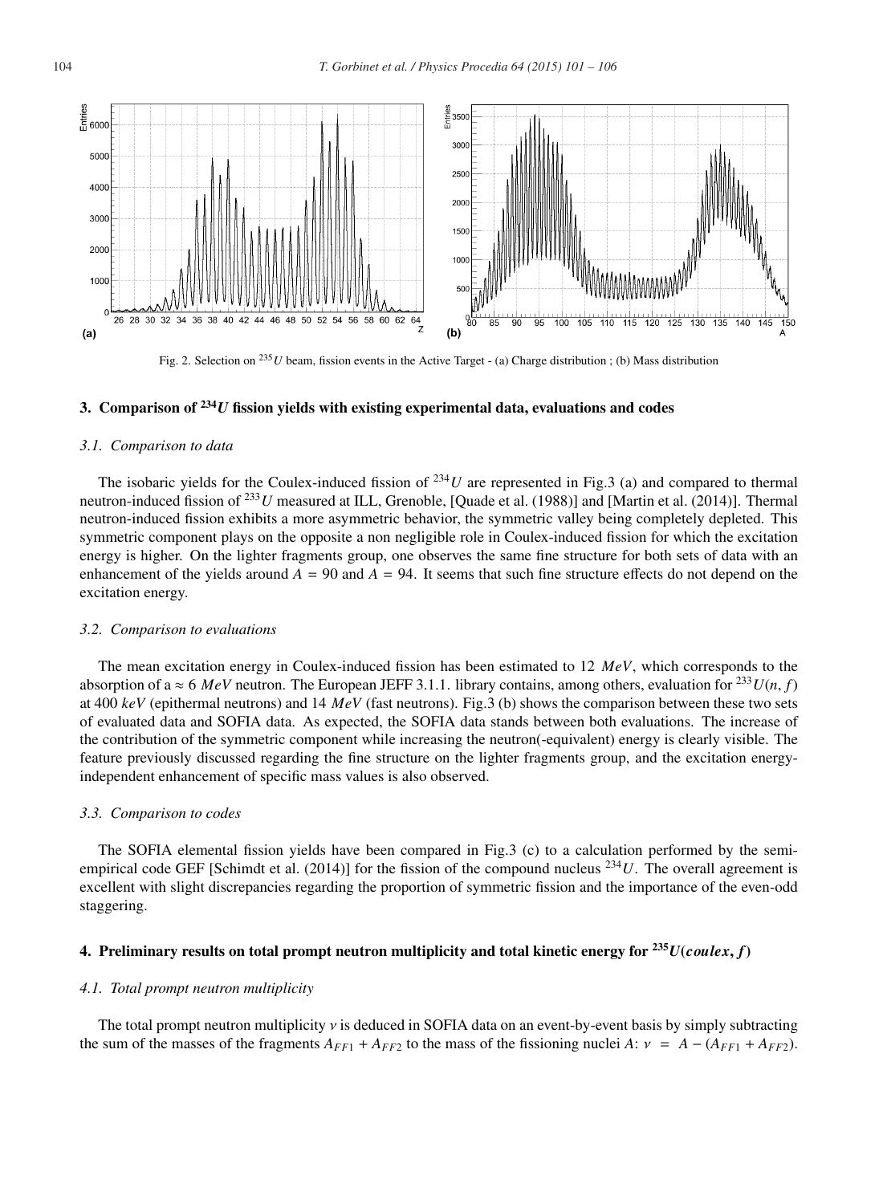Fig. 2. Selection on $^{235}U$ beam, fission events in the Active Target - (a) Charge distribution ; (b) Mass distribution

## 3. Comparison of $^{234}U$ fission yields with existing experimental data, evaluations and codes

### 3.1. Comparison to data

The isobaric yields for the Coulex-induced fission of $^{234}U$ are represented in Fig.3 (a) and compared to thermal neutron-induced fission of $^{233}U$ measured at ILL, Grenoble, [Quade et al. (1988)] and [Martin et al. (2014)]. Thermal neutron-induced fission exhibits a more asymmetric behavior, the symmetric valley being completely depleted. This symmetric component plays on the opposite a non negligible role in Coulex-induced fission for which the excitation energy is higher. On the lighter fragments group, one observes the same fine structure for both sets of data with an enhancement of the yields around $A = 90$ and $A = 94$. It seems that such fine structure effects do not depend on the excitation energy.

### 3.2. Comparison to evaluations

The mean excitation energy in Coulex-induced fission has been estimated to 12 $MeV$, which corresponds to the absorption of a $\approx 6$ $MeV$ neutron. The European JEFF 3.1.1. library contains, among others, evaluation for $^{233}U(n, f)$ at 400 $keV$ (epithermal neutrons) and 14 $MeV$ (fast neutrons). Fig.3 (b) shows the comparison between these two sets of evaluated data and SOFIA data. As expected, the SOFIA data stands between both evaluations. The increase of the contribution of the symmetric component while increasing the neutron(-equivalent) energy is clearly visible. The feature previously discussed regarding the fine structure on the lighter fragments group, and the excitation energy-independent enhancement of specific mass values is also observed.

### 3.3. Comparison to codes

The SOFIA elemental fission yields have been compared in Fig.3 (c) to a calculation performed by the semi-empirical code GEF [Schimdt et al. (2014)] for the fission of the compound nucleus $^{234}U$. The overall agreement is excellent with slight discrepancies regarding the proportion of symmetric fission and the importance of the even-odd staggering.

## 4. Preliminary results on total prompt neutron multiplicity and total kinetic energy for $^{235}U(coulex, f)$

### 4.1. Total prompt neutron multiplicity

The total prompt neutron multiplicity $\nu$ is deduced in SOFIA data on an event-by-event basis by simply subtracting the sum of the masses of the fragments $A_{FF1} + A_{FF2}$ to the mass of the fissioning nuclei $A$: $\nu = A - (A_{FF1} + A_{FF2})$.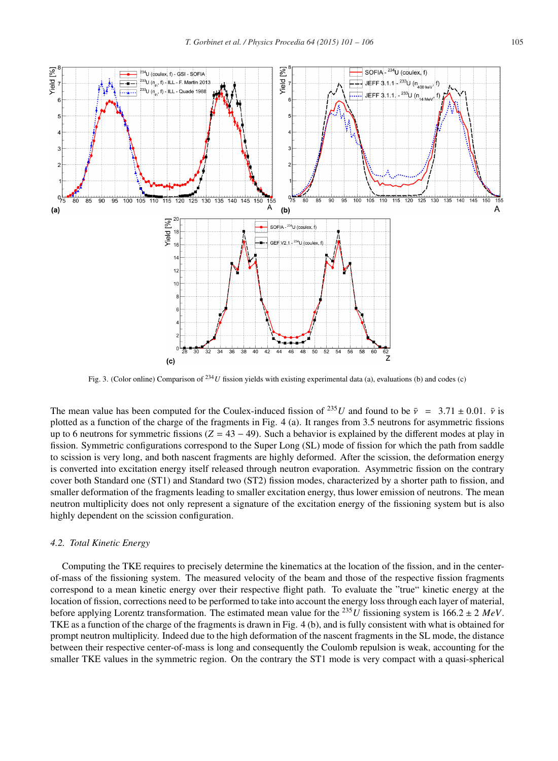Fig. 3. (Color online) Comparison of $^{234}U$ fission yields with existing experimental data (a), evaluations (b) and codes (c)

The mean value has been computed for the Coulex-induced fission of $^{235}U$ and found to be $\bar{\nu} = 3.71 \pm 0.01$. $\bar{\nu}$ is plotted as a function of the charge of the fragments in Fig. 4 (a). It ranges from 3.5 neutrons for asymmetric fissions up to 6 neutrons for symmetric fissions ($Z = 43 - 49$). Such a behavior is explained by the different modes at play in fission. Symmetric configurations correspond to the Super Long (SL) mode of fission for which the path from saddle to scission is very long, and both nascent fragments are highly deformed. After the scission, the deformation energy is converted into excitation energy itself released through neutron evaporation. Asymmetric fission on the contrary cover both Standard one (ST1) and Standard two (ST2) fission modes, characterized by a shorter path to fission, and smaller deformation of the fragments leading to smaller excitation energy, thus lower emission of neutrons. The mean neutron multiplicity does not only represent a signature of the excitation energy of the fissioning system but is also highly dependent on the scission configuration.

### 4.2. Total Kinetic Energy

Computing the TKE requires to precisely determine the kinematics at the location of the fission, and in the center-of-mass of the fissioning system. The measured velocity of the beam and those of the respective fission fragments correspond to a mean kinetic energy over their respective flight path. To evaluate the "true" kinetic energy at the location of fission, corrections need to be performed to take into account the energy loss through each layer of material, before applying Lorentz transformation. The estimated mean value for the $^{235}U$ fissioning system is $166.2 \pm 2$ $MeV$. TKE as a function of the charge of the fragments is drawn in Fig. 4 (b), and is fully consistent with what is obtained for prompt neutron multiplicity. Indeed due to the high deformation of the nascent fragments in the SL mode, the distance between their respective center-of-mass is long and consequently the Coulomb repulsion is weak, accounting for the smaller TKE values in the symmetric region. On the contrary the ST1 mode is very compact with a quasi-spherical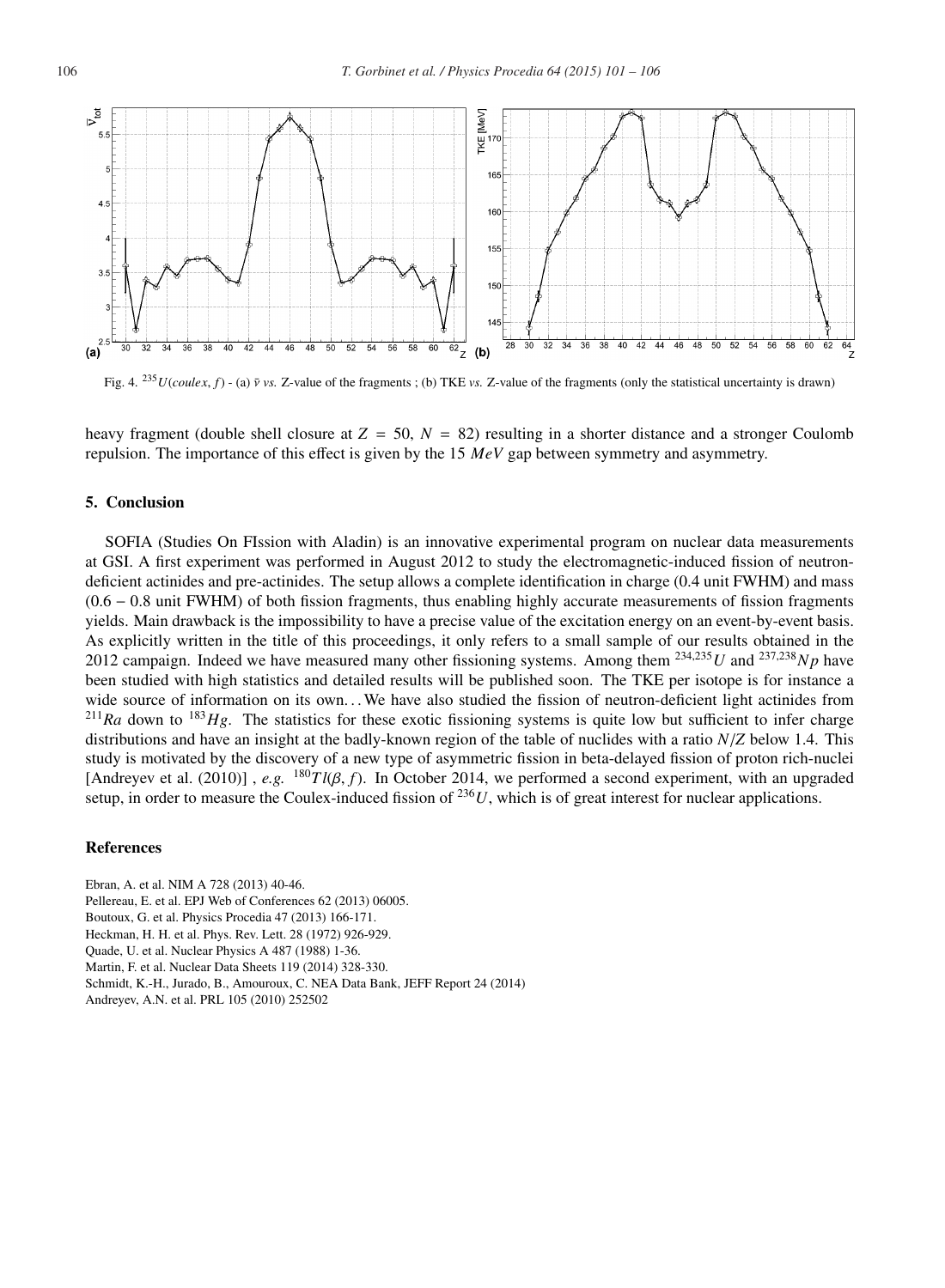(a)

$\bar{\nu}_{tot}$

5.5

5

4.5

4

3.5

3

2.5

30 32 34 36 38 40 42 44 46 48 50 52 54 56 58 60 62 Z

(b)

TKE [MeV]

170

165

160

155

150

145

28 30 32 34 36 38 40 42 44 46 48 50 52 54 56 58 60 62 64 Z

Fig. 4. $^{235}U(coulex, f)$ - (a) $\bar{\nu}$ *vs.* Z-value of the fragments ; (b) TKE *vs.* Z-value of the fragments (only the statistical uncertainty is drawn)

heavy fragment (double shell closure at $Z = 50$, $N = 82$) resulting in a shorter distance and a stronger Coulomb repulsion. The importance of this effect is given by the 15 $MeV$ gap between symmetry and asymmetry.

## 5. Conclusion

SOFIA (Studies On FIssion with Aladin) is an innovative experimental program on nuclear data measurements at GSI. A first experiment was performed in August 2012 to study the electromagnetic-induced fission of neutron-deficient actinides and pre-actinides. The setup allows a complete identification in charge (0.4 unit FWHM) and mass (0.6 − 0.8 unit FWHM) of both fission fragments, thus enabling highly accurate measurements of fission fragments yields. Main drawback is the impossibility to have a precise value of the excitation energy on an event-by-event basis. As explicitly written in the title of this proceedings, it only refers to a small sample of our results obtained in the 2012 campaign. Indeed we have measured many other fissioning systems. Among them $^{234,235}U$ and $^{237,238}Np$ have been studied with high statistics and detailed results will be published soon. The TKE per isotope is for instance a wide source of information on its own. . . We have also studied the fission of neutron-deficient light actinides from $^{211}Ra$ down to $^{183}Hg$. The statistics for these exotic fissioning systems is quite low but sufficient to infer charge distributions and have an insight at the badly-known region of the table of nuclides with a ratio $N/Z$ below 1.4. This study is motivated by the discovery of a new type of asymmetric fission in beta-delayed fission of proton rich-nuclei [Andreyev et al. (2010)] , *e.g.* $^{180}Tl(\beta, f)$. In October 2014, we performed a second experiment, with an upgraded setup, in order to measure the Coulex-induced fission of $^{236}U$, which is of great interest for nuclear applications.

## References

Ebran, A. et al. NIM A 728 (2013) 40-46.
Pellereau, E. et al. EPJ Web of Conferences 62 (2013) 06005.
Boutoux, G. et al. Physics Procedia 47 (2013) 166-171.
Heckman, H. H. et al. Phys. Rev. Lett. 28 (1972) 926-929.
Quade, U. et al. Nuclear Physics A 487 (1988) 1-36.
Martin, F. et al. Nuclear Data Sheets 119 (2014) 328-330.
Schmidt, K.-H., Jurado, B., Amouroux, C. NEA Data Bank, JEFF Report 24 (2014)
Andreyev, A.N. et al. PRL 105 (2010) 252502